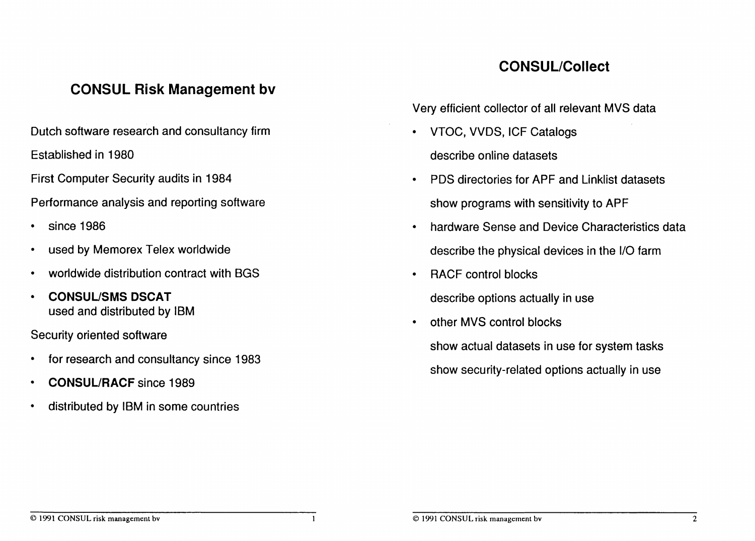## CONSUL Risk Management bv

Dutch software research and consultancy firm

Established in 1980

First Computer Security audits in 1984

Performance analysis and reporting software

- since 1986
- used by Memorex Telex worldwide
- worldwide distribution contract with BGS
- **CONSUL/SMS DSCAT**
  used and distributed by IBM

Security oriented software

- for research and consultancy since 1983
- **CONSUL/RACF** since 1989
- distributed by IBM in some countries

## CONSUL/Collect

Very efficient collector of all relevant MVS data

- VTOC, VVDS, ICF Catalogs

  describe online datasets

- PDS directories for APF and Linklist datasets

  show programs with sensitivity to APF

- hardware Sense and Device Characteristics data

  describe the physical devices in the I/O farm

- RACF control blocks

  describe options actually in use

- other MVS control blocks

  show actual datasets in use for system tasks

  show security-related options actually in use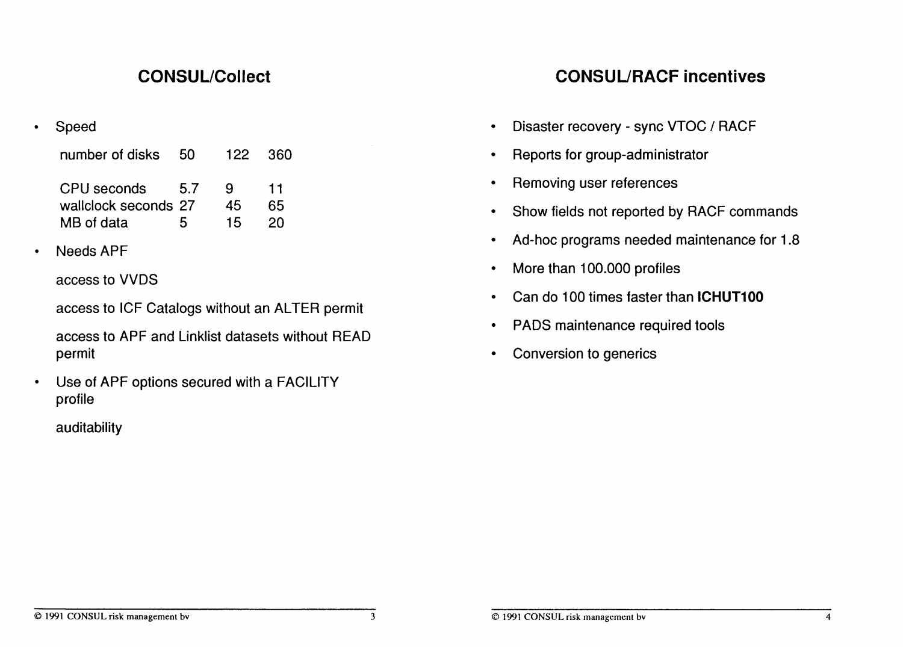## CONSUL/Collect

- Speed

| number of disks | 50 | 122 | 360 |
|---|---|---|---|
| CPU seconds | 5.7 | 9 | 11 |
| wallclock seconds | 27 | 45 | 65 |
| MB of data | 5 | 15 | 20 |

- Needs APF

  access to VVDS

  access to ICF Catalogs without an ALTER permit

  access to APF and Linklist datasets without READ permit

- Use of APF options secured with a FACILITY profile

  auditability

## CONSUL/RACF incentives

- Disaster recovery - sync VTOC / RACF
- Reports for group-administrator
- Removing user references
- Show fields not reported by RACF commands
- Ad-hoc programs needed maintenance for 1.8
- More than 100.000 profiles
- Can do 100 times faster than **ICHUT100**
- PADS maintenance required tools
- Conversion to generics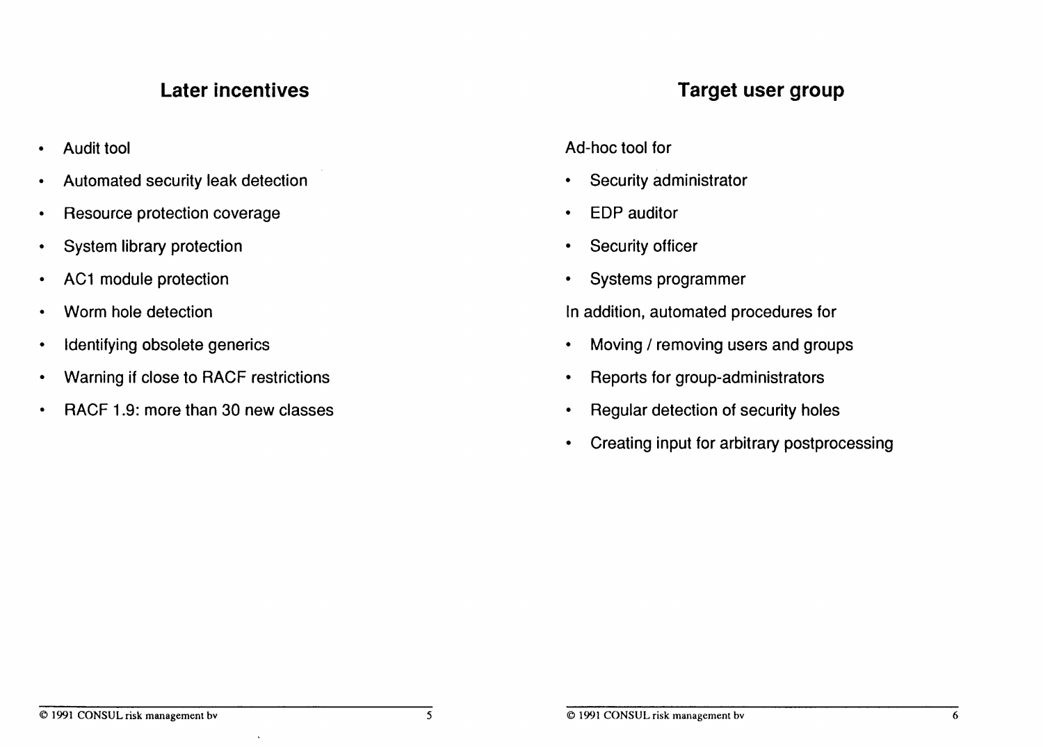## Later incentives

- Audit tool
- Automated security leak detection
- Resource protection coverage
- System library protection
- AC1 module protection
- Worm hole detection
- Identifying obsolete generics
- Warning if close to RACF restrictions
- RACF 1.9: more than 30 new classes

## Target user group

Ad-hoc tool for

- Security administrator
- EDP auditor
- Security officer
- Systems programmer

In addition, automated procedures for

- Moving / removing users and groups
- Reports for group-administrators
- Regular detection of security holes
- Creating input for arbitrary postprocessing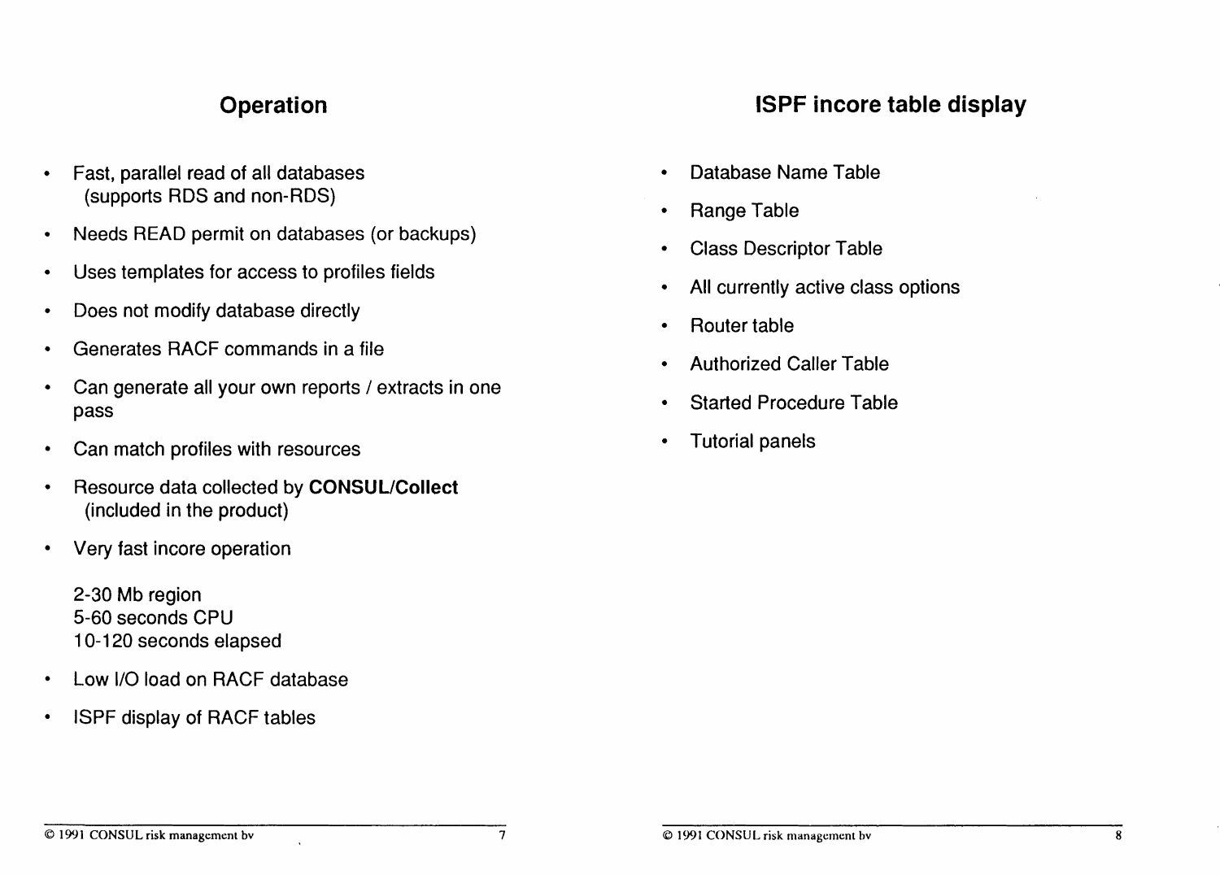## Operation

- Fast, parallel read of all databases
  (supports RDS and non-RDS)
- Needs READ permit on databases (or backups)
- Uses templates for access to profiles fields
- Does not modify database directly
- Generates RACF commands in a file
- Can generate all your own reports / extracts in one pass
- Can match profiles with resources
- Resource data collected by **CONSUL/Collect**
  (included in the product)
- Very fast incore operation

  2-30 Mb region
  5-60 seconds CPU
  10-120 seconds elapsed

- Low I/O load on RACF database
- ISPF display of RACF tables

## ISPF incore table display

- Database Name Table
- Range Table
- Class Descriptor Table
- All currently active class options
- Router table
- Authorized Caller Table
- Started Procedure Table
- Tutorial panels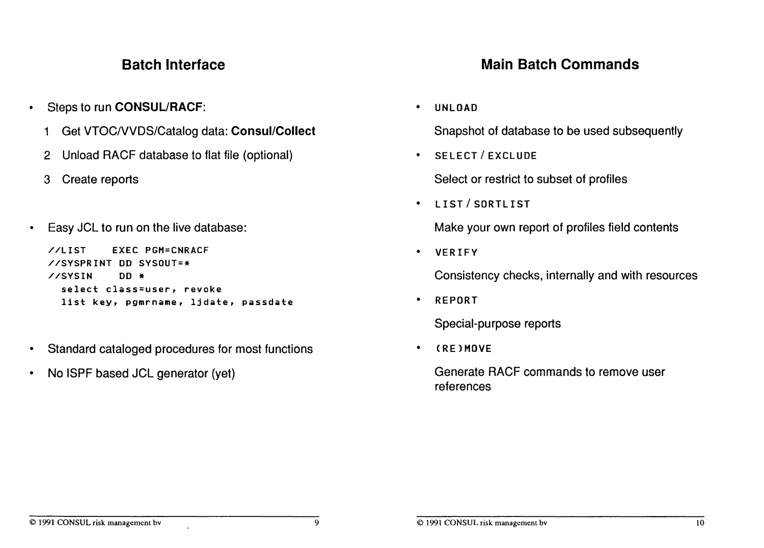## Batch Interface

- Steps to run **CONSUL/RACF**:
  1. Get VTOC/VVDS/Catalog data: **Consul/Collect**
  2. Unload RACF database to flat file (optional)
  3. Create reports

- Easy JCL to run on the live database:

```
//LIST     EXEC PGM=CNRACF
//SYSPRINT DD SYSOUT=*
//SYSIN    DD *
  select class=user, revoke
  list key, pgmrname, ljdate, passdate
```

- Standard cataloged procedures for most functions
- No ISPF based JCL generator (yet)

## Main Batch Commands

- `UNLOAD`

  Snapshot of database to be used subsequently

- `SELECT` / `EXCLUDE`

  Select or restrict to subset of profiles

- `LIST` / `SORTLIST`

  Make your own report of profiles field contents

- `VERIFY`

  Consistency checks, internally and with resources

- `REPORT`

  Special-purpose reports

- `(RE)MOVE`

  Generate RACF commands to remove user references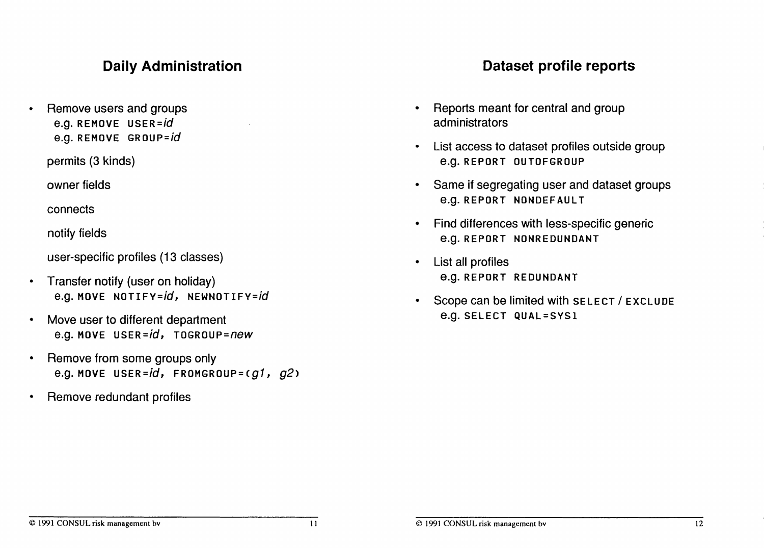## Daily Administration

- Remove users and groups
  e.g. `REMOVE USER=`*id*
  e.g. `REMOVE GROUP=`*id*

  permits (3 kinds)

  owner fields

  connects

  notify fields

  user-specific profiles (13 classes)

- Transfer notify (user on holiday)
  e.g. `MOVE NOTIFY=`*id*`, NEWNOTIFY=`*id*
- Move user to different department
  e.g. `MOVE USER=`*id*`, TOGROUP=`*new*
- Remove from some groups only
  e.g. `MOVE USER=`*id*`, FROMGROUP=(`*g1*`, `*g2*`)`
- Remove redundant profiles

## Dataset profile reports

- Reports meant for central and group administrators
- List access to dataset profiles outside group
  e.g. `REPORT OUTOFGROUP`
- Same if segregating user and dataset groups
  e.g. `REPORT NONDEFAULT`
- Find differences with less-specific generic
  e.g. `REPORT NONREDUNDANT`
- List all profiles
  e.g. `REPORT REDUNDANT`
- Scope can be limited with `SELECT` / `EXCLUDE`
  e.g. `SELECT QUAL=SYS1`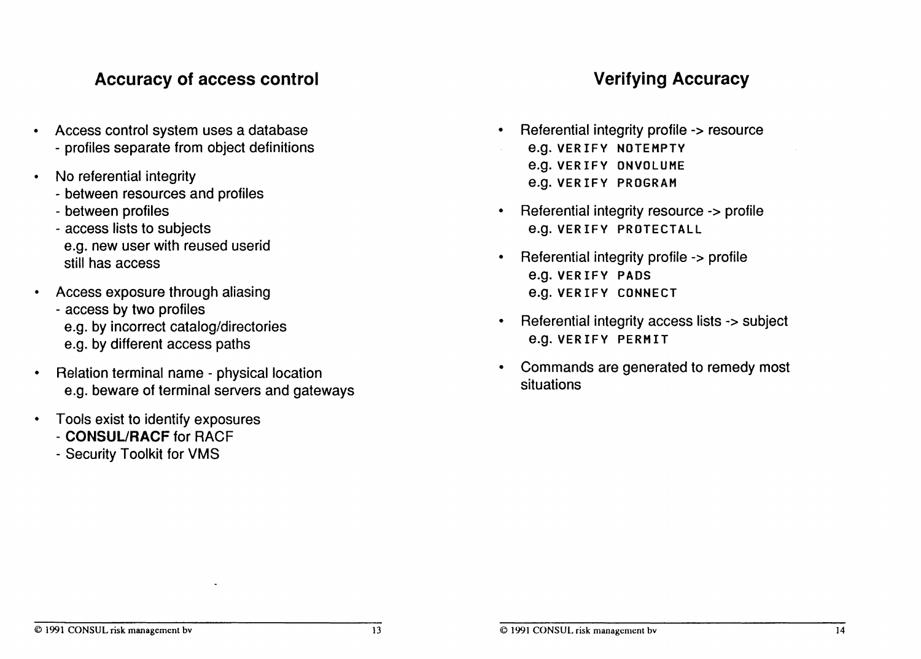## Accuracy of access control

- Access control system uses a database
  - profiles separate from object definitions
- No referential integrity
  - between resources and profiles
  - between profiles
  - access lists to subjects
    e.g. new user with reused userid still has access
- Access exposure through aliasing
  - access by two profiles
    e.g. by incorrect catalog/directories
    e.g. by different access paths
- Relation terminal name - physical location
  e.g. beware of terminal servers and gateways
- Tools exist to identify exposures
  - **CONSUL/RACF** for RACF
  - Security Toolkit for VMS

## Verifying Accuracy

- Referential integrity profile -> resource
  e.g. `VERIFY NOTEMPTY`
  e.g. `VERIFY ONVOLUME`
  e.g. `VERIFY PROGRAM`
- Referential integrity resource -> profile
  e.g. `VERIFY PROTECTALL`
- Referential integrity profile -> profile
  e.g. `VERIFY PADS`
  e.g. `VERIFY CONNECT`
- Referential integrity access lists -> subject
  e.g. `VERIFY PERMIT`
- Commands are generated to remedy most situations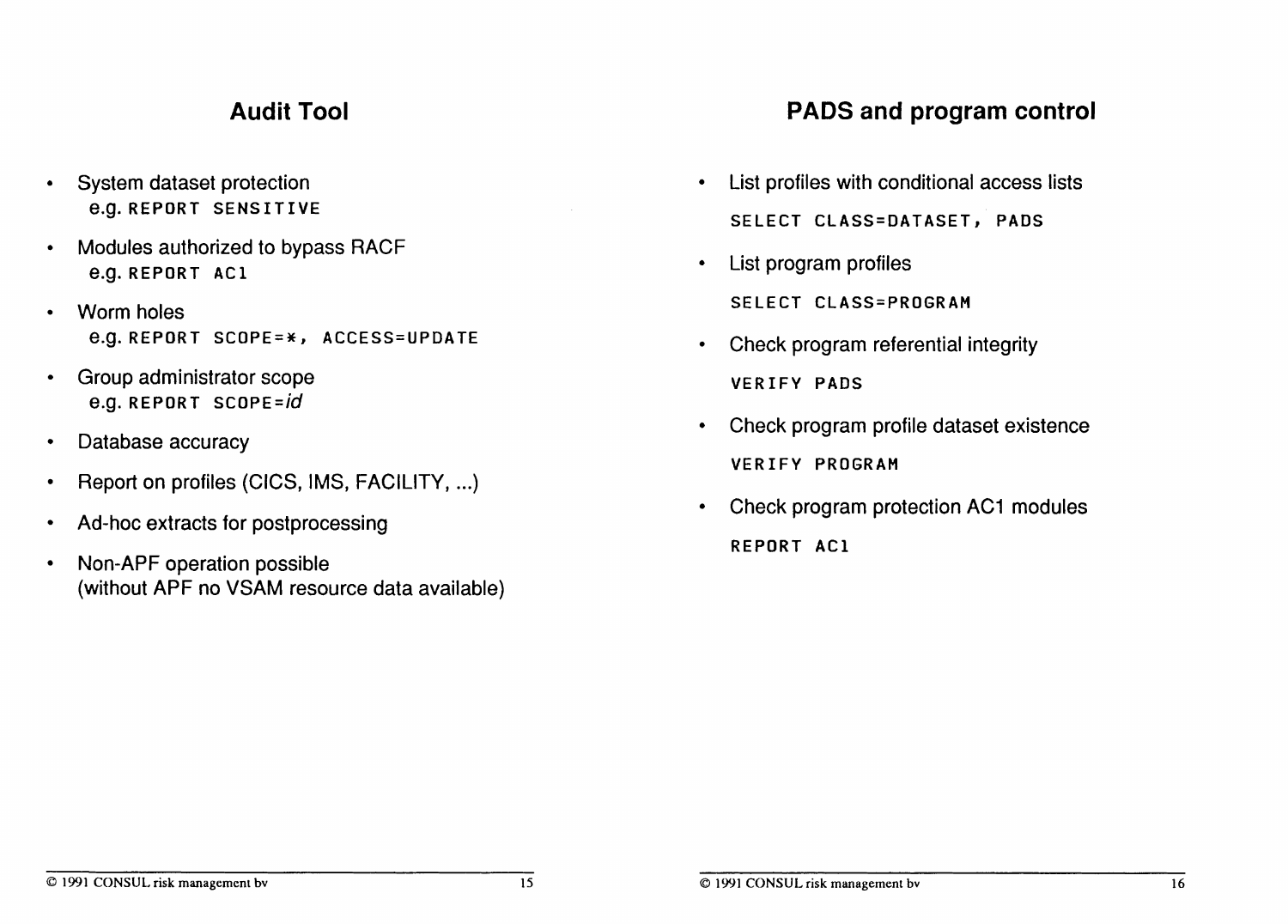## Audit Tool

- System dataset protection
  e.g. `REPORT SENSITIVE`
- Modules authorized to bypass RACF
  e.g. `REPORT AC1`
- Worm holes
  e.g. `REPORT SCOPE=*, ACCESS=UPDATE`
- Group administrator scope
  e.g. `REPORT SCOPE=`*id*
- Database accuracy
- Report on profiles (CICS, IMS, FACILITY, ...)
- Ad-hoc extracts for postprocessing
- Non-APF operation possible
  (without APF no VSAM resource data available)

## PADS and program control

- List profiles with conditional access lists

  ```
  SELECT CLASS=DATASET, PADS
  ```

- List program profiles

  ```
  SELECT CLASS=PROGRAM
  ```

- Check program referential integrity

  ```
  VERIFY PADS
  ```

- Check program profile dataset existence

  ```
  VERIFY PROGRAM
  ```

- Check program protection AC1 modules

  ```
  REPORT AC1
  ```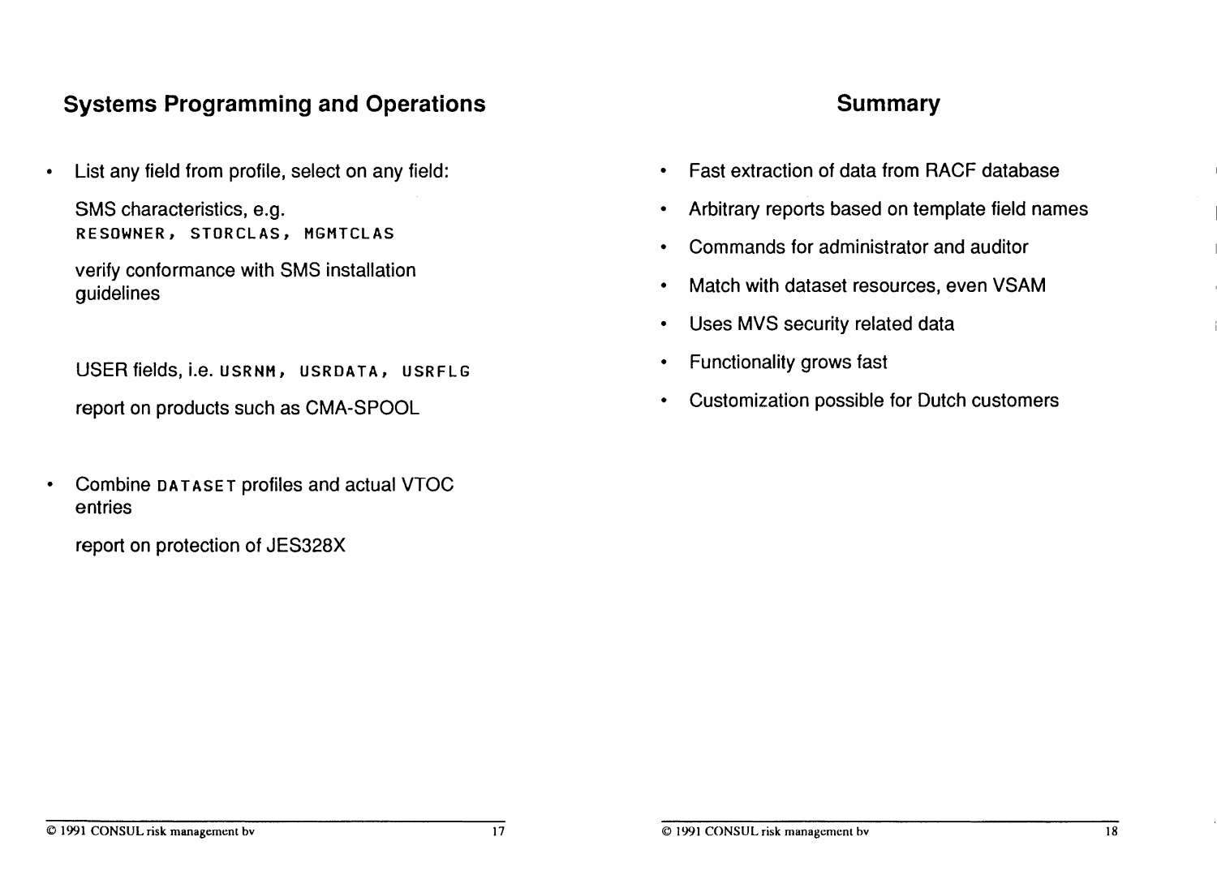## Systems Programming and Operations

- List any field from profile, select on any field:

  SMS characteristics, e.g.
  `RESOWNER, STORCLAS, MGMTCLAS`

  verify conformance with SMS installation guidelines

  USER fields, i.e. `USRNM, USRDATA, USRFLG`

  report on products such as CMA-SPOOL

- Combine `DATASET` profiles and actual VTOC entries

  report on protection of JES328X

## Summary

- Fast extraction of data from RACF database
- Arbitrary reports based on template field names
- Commands for administrator and auditor
- Match with dataset resources, even VSAM
- Uses MVS security related data
- Functionality grows fast
- Customization possible for Dutch customers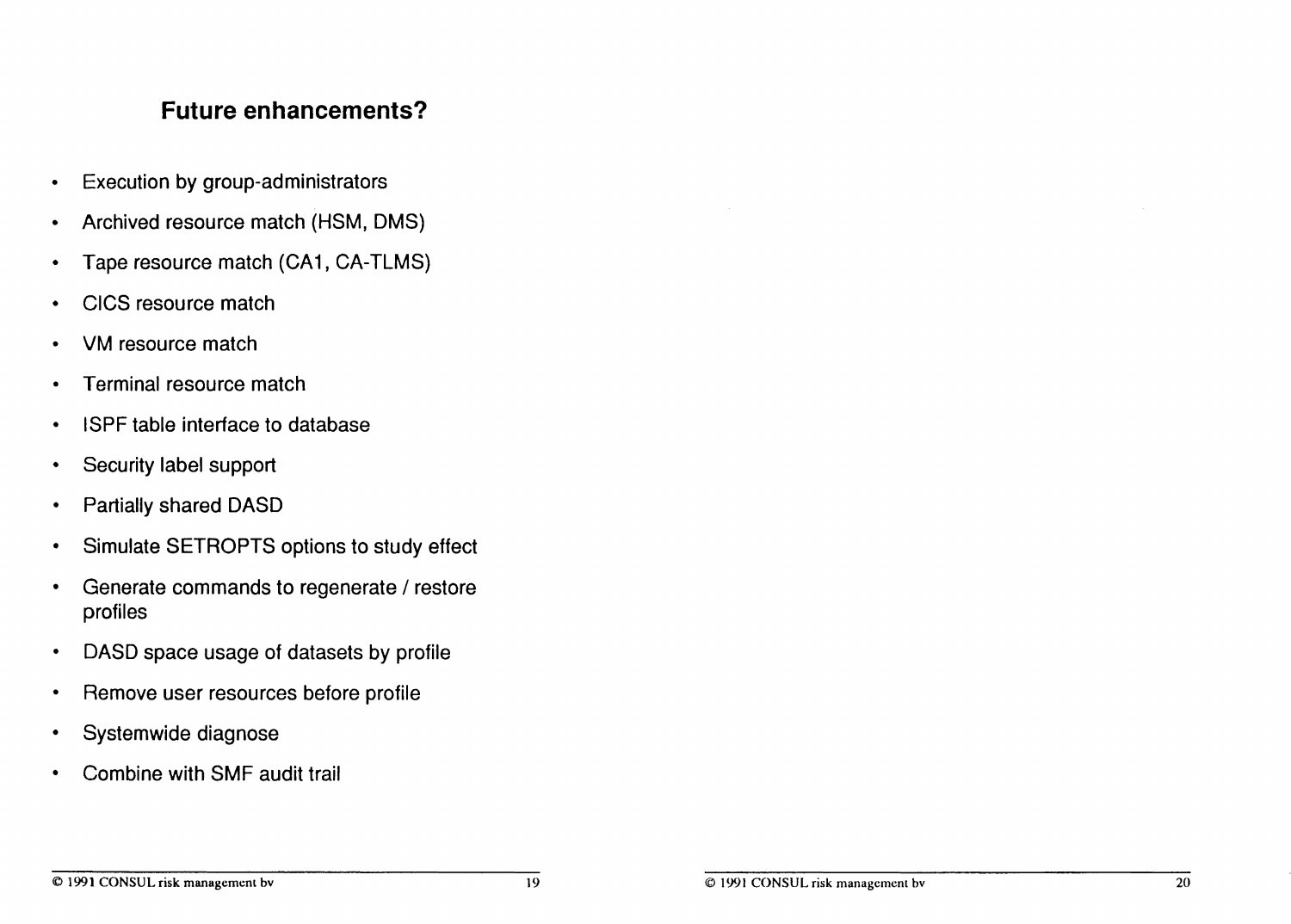## Future enhancements?

- Execution by group-administrators
- Archived resource match (HSM, DMS)
- Tape resource match (CA1, CA-TLMS)
- CICS resource match
- VM resource match
- Terminal resource match
- ISPF table interface to database
- Security label support
- Partially shared DASD
- Simulate SETROPTS options to study effect
- Generate commands to regenerate / restore profiles
- DASD space usage of datasets by profile
- Remove user resources before profile
- Systemwide diagnose
- Combine with SMF audit trail